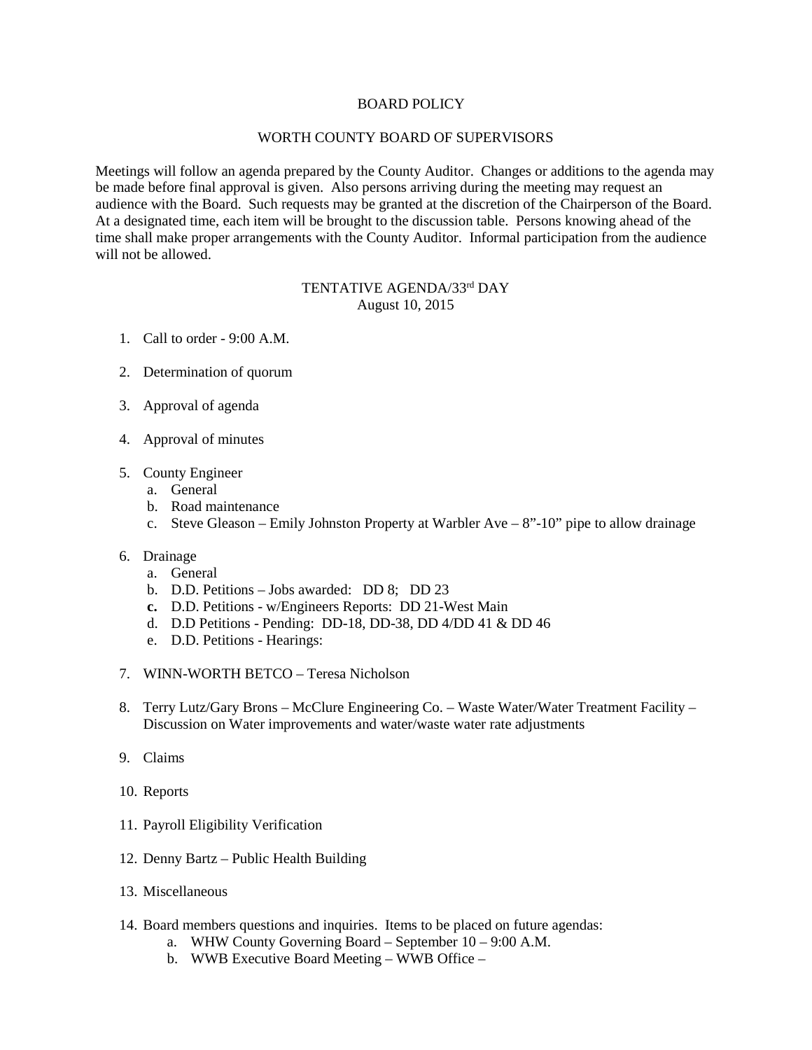# BOARD POLICY

## WORTH COUNTY BOARD OF SUPERVISORS

Meetings will follow an agenda prepared by the County Auditor. Changes or additions to the agenda may be made before final approval is given. Also persons arriving during the meeting may request an audience with the Board. Such requests may be granted at the discretion of the Chairperson of the Board. At a designated time, each item will be brought to the discussion table. Persons knowing ahead of the time shall make proper arrangements with the County Auditor. Informal participation from the audience will not be allowed.

## TENTATIVE AGENDA/33rd DAY
August 10, 2015

1. Call to order - 9:00 A.M.

2. Determination of quorum

3. Approval of agenda

4. Approval of minutes

5. County Engineer
   a. General
   b. Road maintenance
   c. Steve Gleason – Emily Johnston Property at Warbler Ave – 8"-10" pipe to allow drainage

6. Drainage
   a. General
   b. D.D. Petitions – Jobs awarded: DD 8; DD 23
   **c.** D.D. Petitions - w/Engineers Reports: DD 21-West Main
   d. D.D Petitions - Pending: DD-18, DD-38, DD 4/DD 41 & DD 46
   e. D.D. Petitions - Hearings:

7. WINN-WORTH BETCO – Teresa Nicholson

8. Terry Lutz/Gary Brons – McClure Engineering Co. – Waste Water/Water Treatment Facility – Discussion on Water improvements and water/waste water rate adjustments

9. Claims

10. Reports

11. Payroll Eligibility Verification

12. Denny Bartz – Public Health Building

13. Miscellaneous

14. Board members questions and inquiries. Items to be placed on future agendas:
    a. WHW County Governing Board – September 10 – 9:00 A.M.
    b. WWB Executive Board Meeting – WWB Office –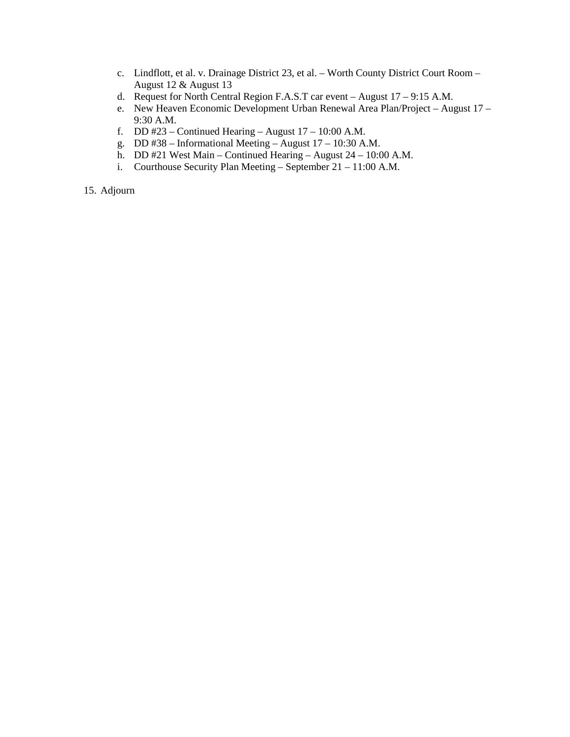c. Lindflott, et al. v. Drainage District 23, et al. – Worth County District Court Room – August 12 & August 13
d. Request for North Central Region F.A.S.T car event – August 17 – 9:15 A.M.
e. New Heaven Economic Development Urban Renewal Area Plan/Project – August 17 – 9:30 A.M.
f. DD #23 – Continued Hearing – August 17 – 10:00 A.M.
g. DD #38 – Informational Meeting – August 17 – 10:30 A.M.
h. DD #21 West Main – Continued Hearing – August 24 – 10:00 A.M.
i. Courthouse Security Plan Meeting – September 21 – 11:00 A.M.

15. Adjourn